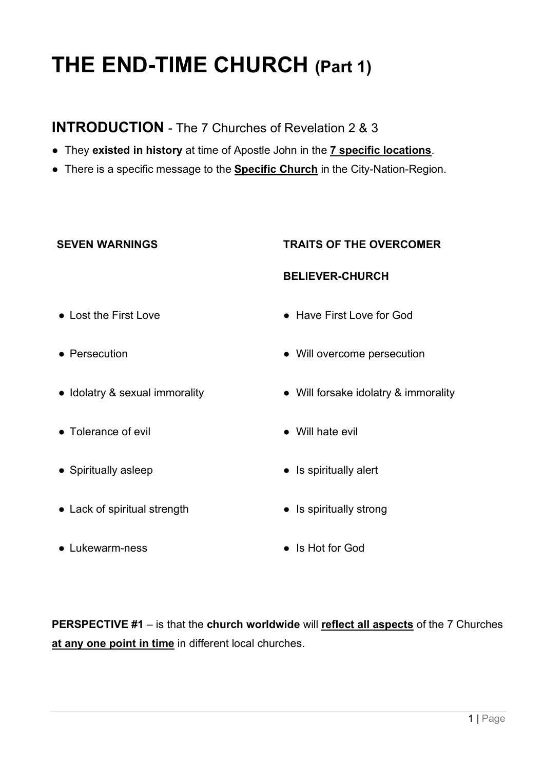# THE END-TIME CHURCH (Part 1)

## INTRODUCTION - The 7 Churches of Revelation 2 & 3

- They **existed in history** at time of Apostle John in the **<u>7 specific locations</u>**.
- There is a specific message to the **<u>Specific Church</u>** in the City-Nation-Region.

| SEVEN WARNINGS | TRAITS OF THE OVERCOMER BELIEVER-CHURCH |
|---|---|
| ● Lost the First Love | ● Have First Love for God |
| ● Persecution | ● Will overcome persecution |
| ● Idolatry & sexual immorality | ● Will forsake idolatry & immorality |
| ● Tolerance of evil | ● Will hate evil |
| ● Spiritually asleep | ● Is spiritually alert |
| ● Lack of spiritual strength | ● Is spiritually strong |
| ● Lukewarm-ness | ● Is Hot for God |

**PERSPECTIVE #1** – is that the **church worldwide** will **<u>reflect all aspects</u>** of the 7 Churches **<u>at any one point in time</u>** in different local churches.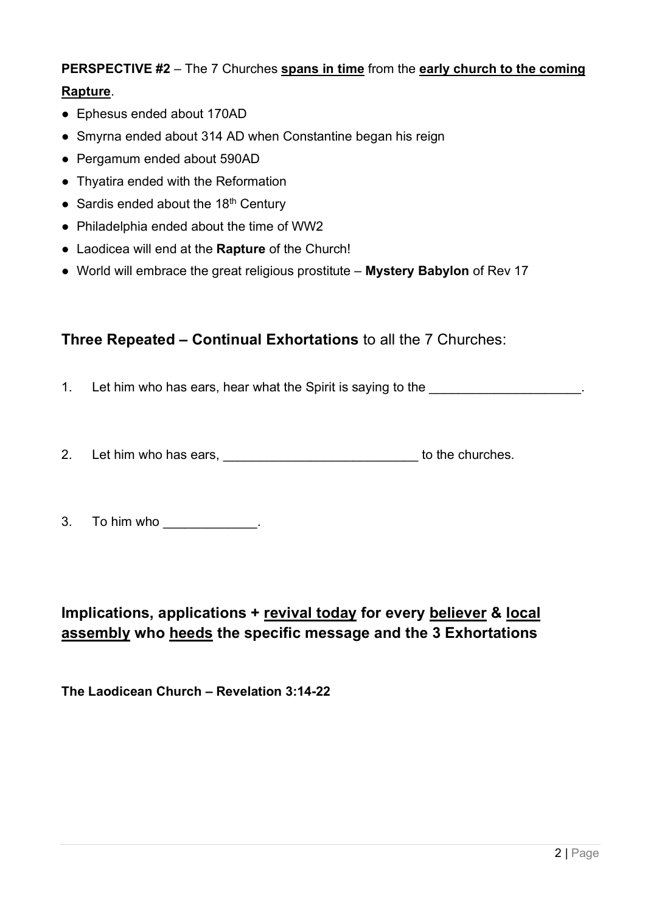**PERSPECTIVE #2** – The 7 Churches **<u>spans in time</u>** from the **<u>early church to the coming Rapture</u>**.

- Ephesus ended about 170AD
- Smyrna ended about 314 AD when Constantine began his reign
- Pergamum ended about 590AD
- Thyatira ended with the Reformation
- Sardis ended about the 18th Century
- Philadelphia ended about the time of WW2
- Laodicea will end at the **Rapture** of the Church!
- World will embrace the great religious prostitute – **Mystery Babylon** of Rev 17

## **Three Repeated – Continual Exhortations** to all the 7 Churches:

1. Let him who has ears, hear what the Spirit is saying to the ____________________.

2. Let him who has ears, __________________________ to the churches.

3. To him who _____________.

## Implications, applications + <u>revival today</u> for every <u>believer</u> & <u>local assembly</u> who <u>heeds</u> the specific message and the 3 Exhortations

**The Laodicean Church – Revelation 3:14-22**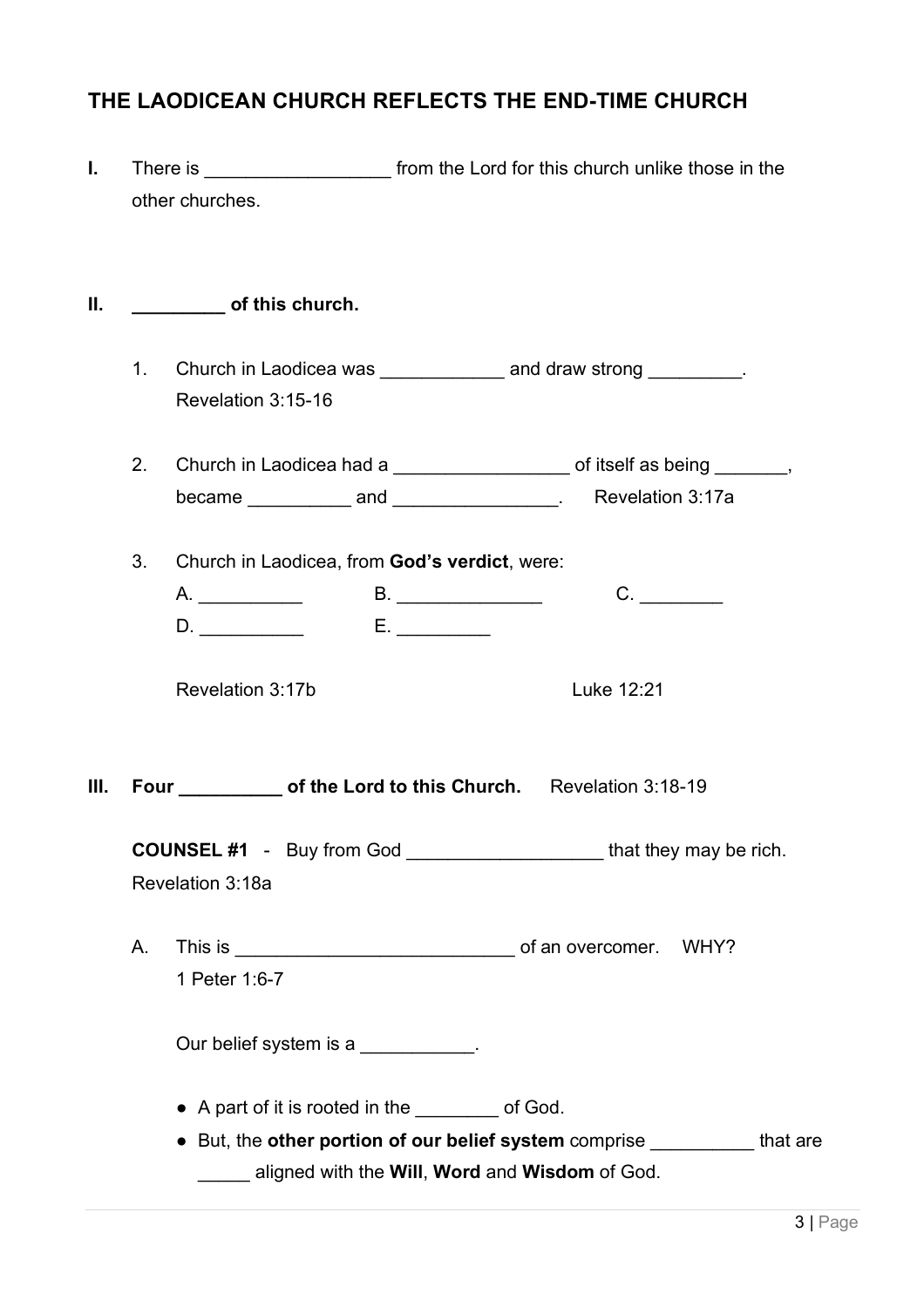## THE LAODICEAN CHURCH REFLECTS THE END-TIME CHURCH

**I.** There is __________________ from the Lord for this church unlike those in the other churches.

**II. _________ of this church.**

1. Church in Laodicea was ____________ and draw strong _________. Revelation 3:15-16

2. Church in Laodicea had a _________________ of itself as being _______, became __________ and ________________. Revelation 3:17a

3. Church in Laodicea, from **God's verdict**, were:

   A. __________ B. ______________ C. ________

   D. __________ E. _________

   Revelation 3:17b Luke 12:21

**III. Four __________ of the Lord to this Church.** Revelation 3:18-19

**COUNSEL #1** - Buy from God ___________________ that they may be rich. Revelation 3:18a

A. This is ___________________________ of an overcomer. WHY? 1 Peter 1:6-7

   Our belief system is a ___________.

   - A part of it is rooted in the ________ of God.
   - But, the **other portion of our belief system** comprise __________ that are _____ aligned with the **Will**, **Word** and **Wisdom** of God.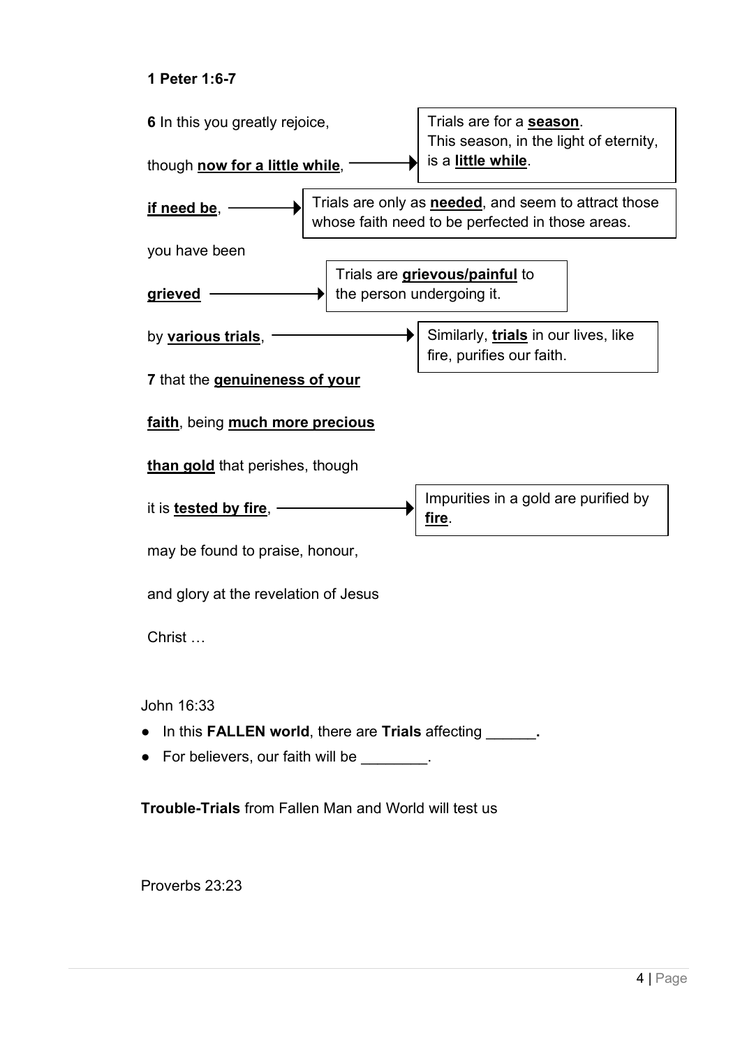**1 Peter 1:6-7**

**6** In this you greatly rejoice,

though **now for a little while**, → Trials are for a **season**. This season, in the light of eternity, is a **little while**.

**if need be**, → Trials are only as **needed**, and seem to attract those whose faith need to be perfected in those areas.

you have been

**grieved** → Trials are **grievous/painful** to the person undergoing it.

by **various trials**, → Similarly, **trials** in our lives, like fire, purifies our faith.

**7** that the **genuineness of your**

**faith**, being **much more precious**

**than gold** that perishes, though

it is **tested by fire**, → Impurities in a gold are purified by **fire**.

may be found to praise, honour,

and glory at the revelation of Jesus

Christ …

John 16:33

- In this **FALLEN world**, there are **Trials** affecting ______**.**
- For believers, our faith will be ________.

**Trouble-Trials** from Fallen Man and World will test us

Proverbs 23:23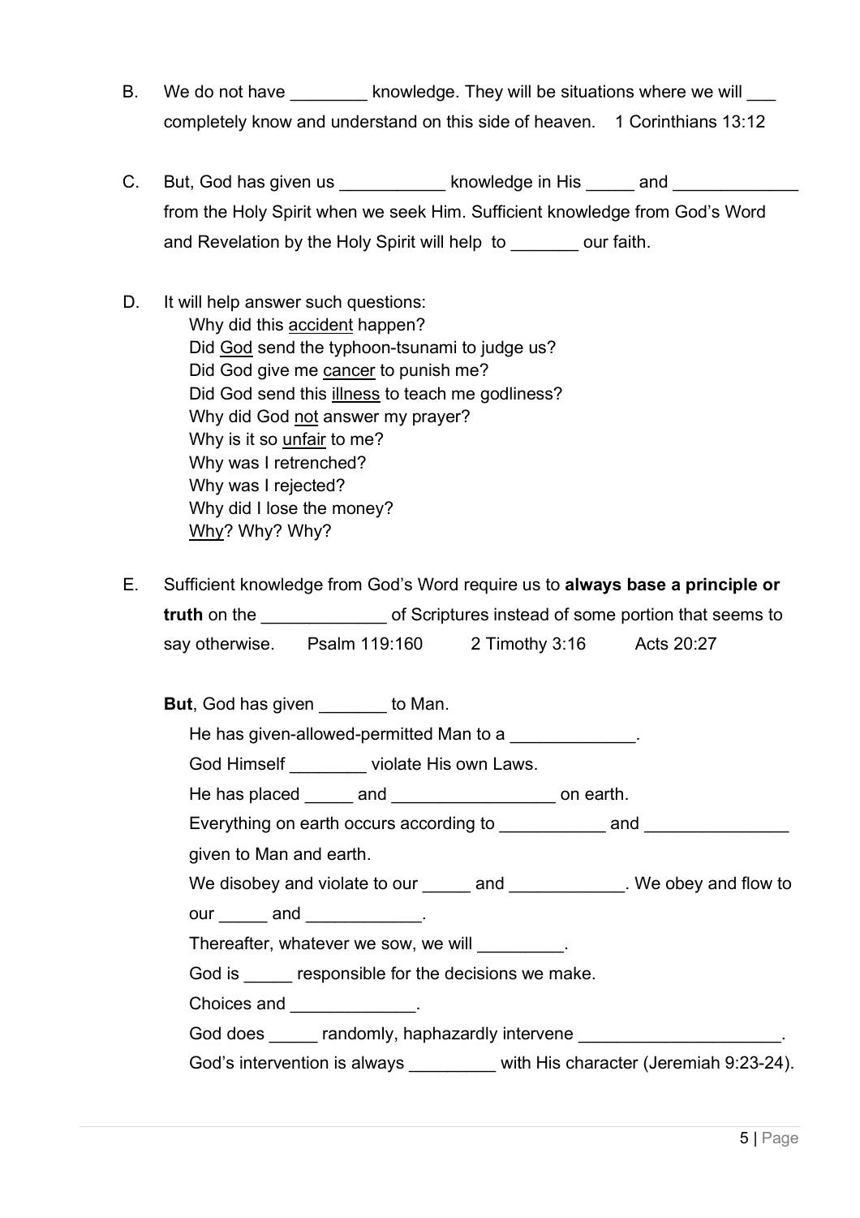B. We do not have ________ knowledge. They will be situations where we will ___ completely know and understand on this side of heaven. 1 Corinthians 13:12

C. But, God has given us ___________ knowledge in His _____ and _____________ from the Holy Spirit when we seek Him. Sufficient knowledge from God's Word and Revelation by the Holy Spirit will help to _______ our faith.

D. It will help answer such questions:
   Why did this <u>accident</u> happen?
   Did <u>God</u> send the typhoon-tsunami to judge us?
   Did God give me <u>cancer</u> to punish me?
   Did God send this <u>illness</u> to teach me godliness?
   Why did God <u>not</u> answer my prayer?
   Why is it so <u>unfair</u> to me?
   Why was I retrenched?
   Why was I rejected?
   Why did I lose the money?
   <u>Why</u>? Why? Why?

E. Sufficient knowledge from God's Word require us to **always base a principle or truth** on the _____________ of Scriptures instead of some portion that seems to say otherwise. Psalm 119:160 2 Timothy 3:16 Acts 20:27

   **But**, God has given _______ to Man.
   He has given-allowed-permitted Man to a _____________.
   God Himself ________ violate His own Laws.
   He has placed _____ and _________________ on earth.
   Everything on earth occurs according to ___________ and _______________ given to Man and earth.
   We disobey and violate to our _____ and ____________. We obey and flow to our _____ and ____________.
   Thereafter, whatever we sow, we will _________.
   God is _____ responsible for the decisions we make.
   Choices and _____________.
   God does _____ randomly, haphazardly intervene _____________________.
   God's intervention is always _________ with His character (Jeremiah 9:23-24).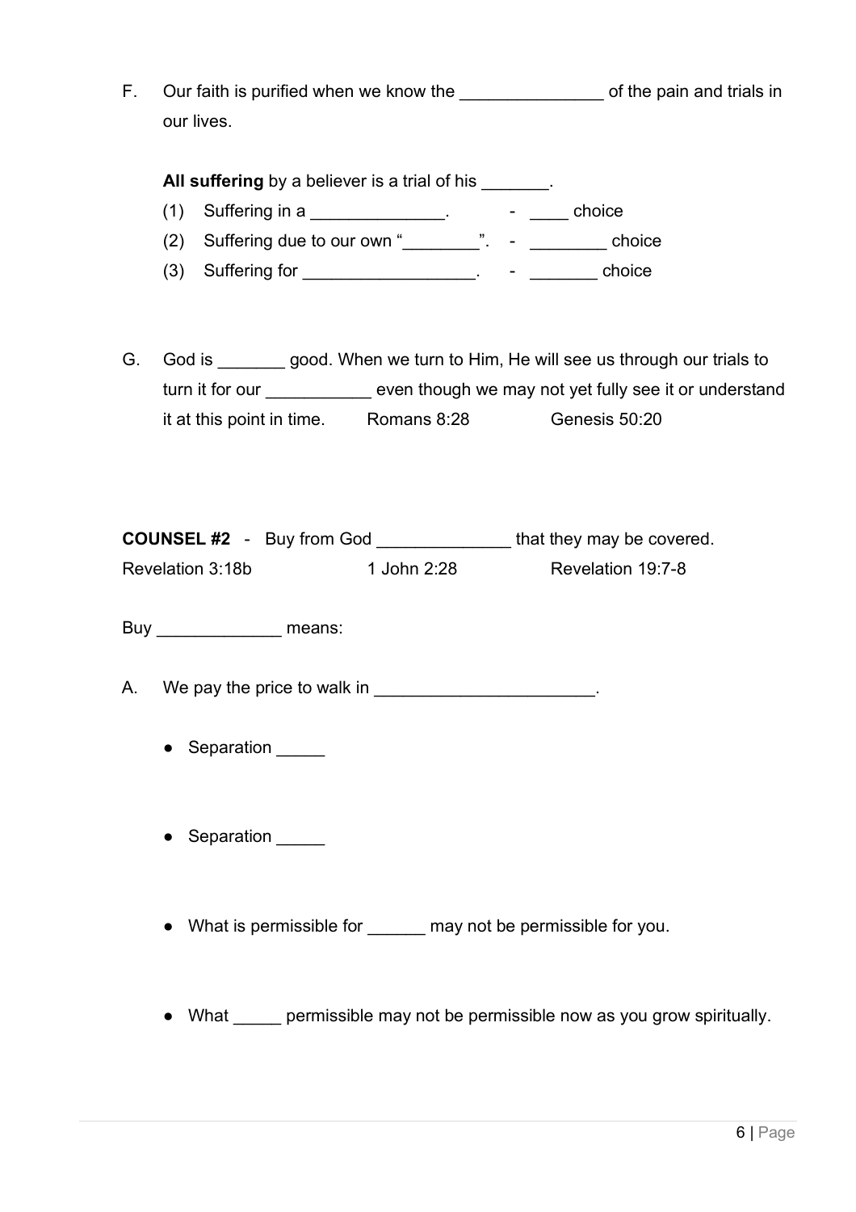F. Our faith is purified when we know the _______________ of the pain and trials in our lives.

**All suffering** by a believer is a trial of his _______.

(1) Suffering in a ______________. - ____ choice

(2) Suffering due to our own "________". - ________ choice

(3) Suffering for __________________. - _______ choice

G. God is _______ good. When we turn to Him, He will see us through our trials to turn it for our ___________ even though we may not yet fully see it or understand it at this point in time. Romans 8:28 Genesis 50:20

**COUNSEL #2** - Buy from God ______________ that they may be covered.

Revelation 3:18b 1 John 2:28 Revelation 19:7-8

Buy _____________ means:

A. We pay the price to walk in _______________________.

- Separation _____

- Separation _____

- What is permissible for ______ may not be permissible for you.

- What _____ permissible may not be permissible now as you grow spiritually.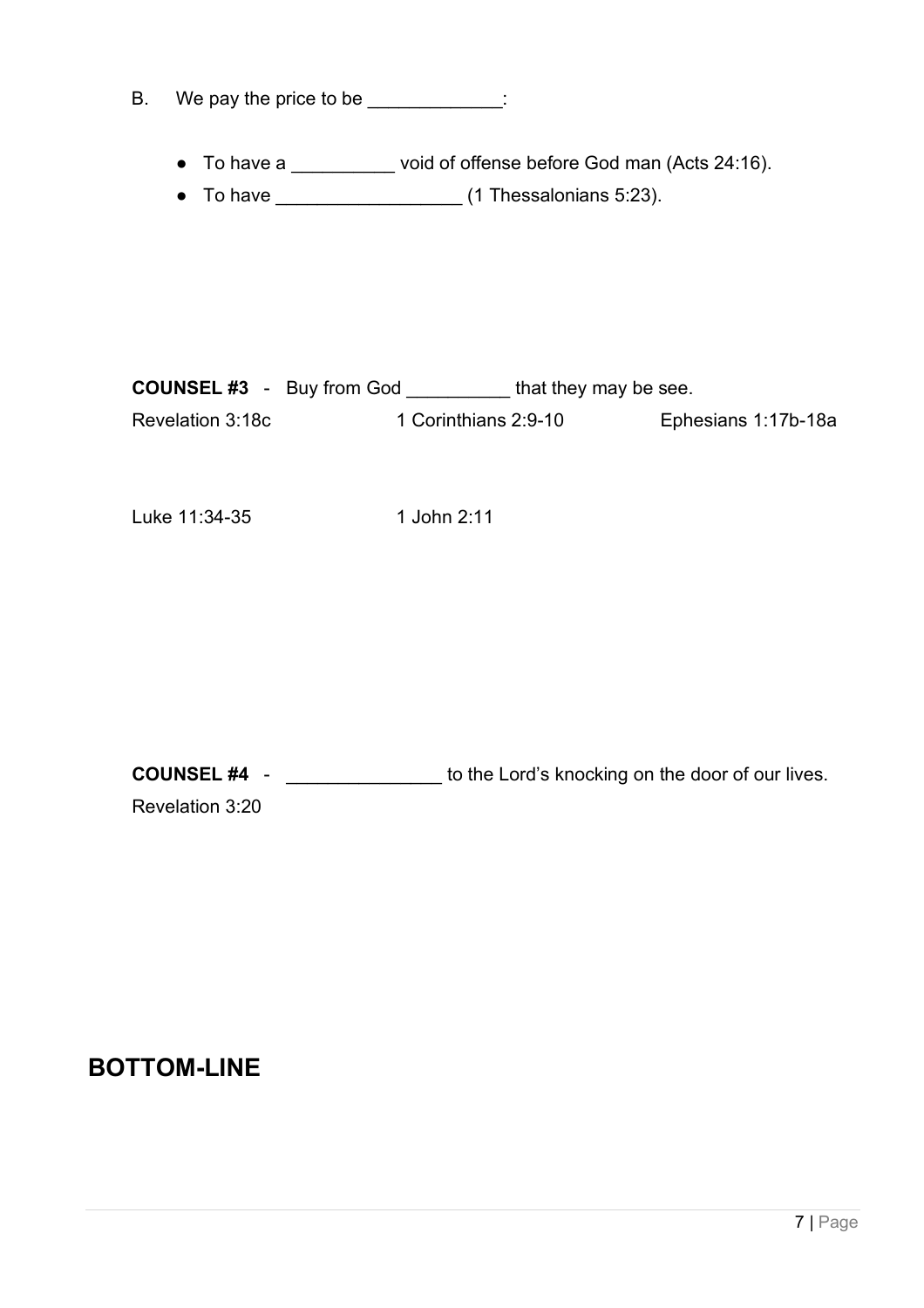B. We pay the price to be _____________:

- To have a __________ void of offense before God man (Acts 24:16).
- To have __________________ (1 Thessalonians 5:23).

**COUNSEL #3** - Buy from God __________ that they may be see.

Revelation 3:18c    1 Corinthians 2:9-10    Ephesians 1:17b-18a

Luke 11:34-35    1 John 2:11

**COUNSEL #4** - _______________ to the Lord's knocking on the door of our lives.

Revelation 3:20

## BOTTOM-LINE